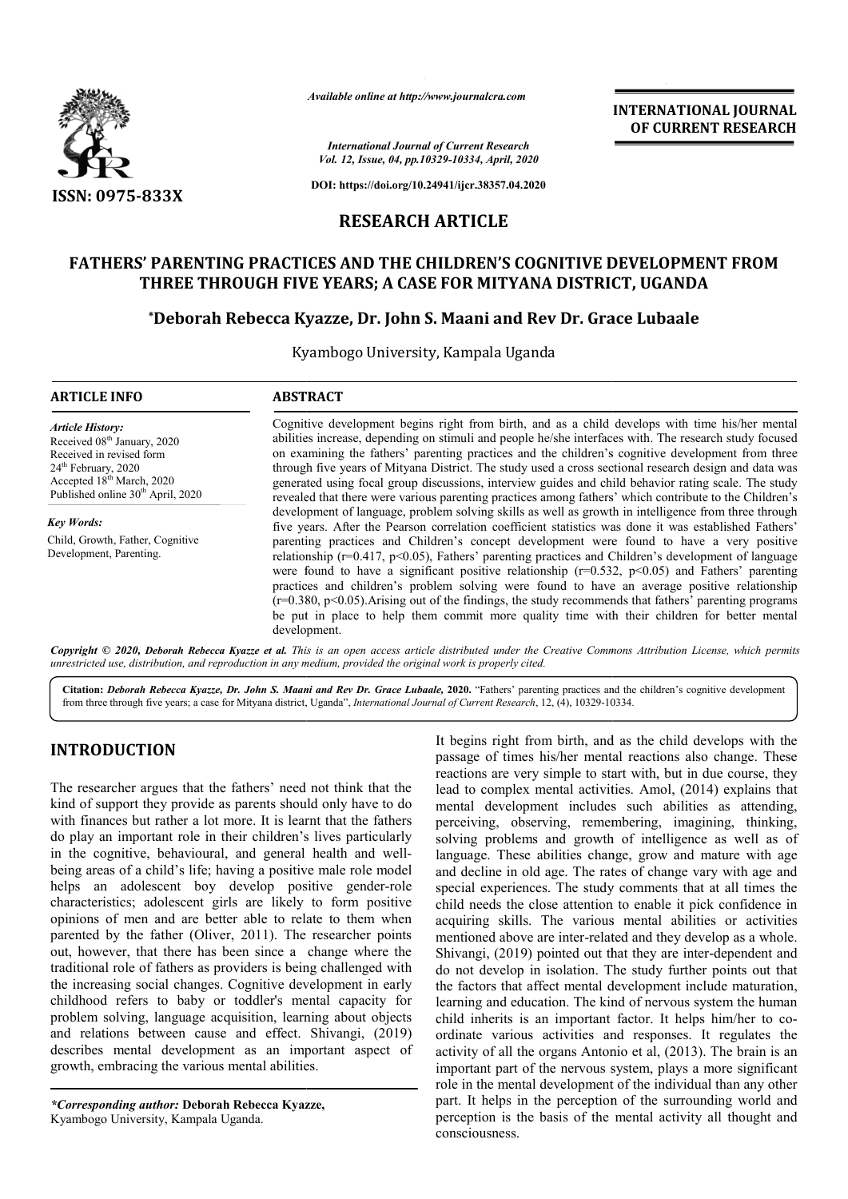*Available online at http://www.journalcra.com*

*International Journal of Current Research*
*Vol. 12, Issue, 04, pp.10329-10334, April, 2020*

**DOI: https://doi.org/10.24941/ijcr.38357.04.2020**

**INTERNATIONAL JOURNAL OF CURRENT RESEARCH**

**ISSN: 0975-833X**

## RESEARCH ARTICLE

# FATHERS' PARENTING PRACTICES AND THE CHILDREN'S COGNITIVE DEVELOPMENT FROM THREE THROUGH FIVE YEARS; A CASE FOR MITYANA DISTRICT, UGANDA

**\*Deborah Rebecca Kyazze, Dr. John S. Maani and Rev Dr. Grace Lubaale**

Kyambogo University, Kampala Uganda

### ARTICLE INFO

*Article History:*
Received 08th January, 2020
Received in revised form
24th February, 2020
Accepted 18th March, 2020
Published online 30th April, 2020

*Key Words:*
Child, Growth, Father, Cognitive Development, Parenting.

### ABSTRACT

Cognitive development begins right from birth, and as a child develops with time his/her mental abilities increase, depending on stimuli and people he/she interfaces with. The research study focused on examining the fathers' parenting practices and the children's cognitive development from three through five years of Mityana District. The study used a cross sectional research design and data was generated using focal group discussions, interview guides and child behavior rating scale. The study revealed that there were various parenting practices among fathers' which contribute to the Children's development of language, problem solving skills as well as growth in intelligence from three through five years. After the Pearson correlation coefficient statistics was done it was established Fathers' parenting practices and Children's concept development were found to have a very positive relationship ($r=0.417$, $p<0.05$), Fathers' parenting practices and Children's development of language were found to have a significant positive relationship ($r=0.532$, $p<0.05$) and Fathers' parenting practices and children's problem solving were found to have an average positive relationship ($r=0.380$, $p<0.05$).Arising out of the findings, the study recommends that fathers' parenting programs be put in place to help them commit more quality time with their children for better mental development.

*Copyright © 2020, Deborah Rebecca Kyazze et al. This is an open access article distributed under the Creative Commons Attribution License, which permits unrestricted use, distribution, and reproduction in any medium, provided the original work is properly cited.*

**Citation:** *Deborah Rebecca Kyazze, Dr. John S. Maani and Rev Dr. Grace Lubaale,* **2020.** "Fathers' parenting practices and the children's cognitive development from three through five years; a case for Mityana district, Uganda", *International Journal of Current Research*, 12, (4), 10329-10334.

## INTRODUCTION

The researcher argues that the fathers' need not think that the kind of support they provide as parents should only have to do with finances but rather a lot more. It is learnt that the fathers do play an important role in their children's lives particularly in the cognitive, behavioural, and general health and well-being areas of a child's life; having a positive male role model helps an adolescent boy develop positive gender-role characteristics; adolescent girls are likely to form positive opinions of men and are better able to relate to them when parented by the father (Oliver, 2011). The researcher points out, however, that there has been since a change where the traditional role of fathers as providers is being challenged with the increasing social changes. Cognitive development in early childhood refers to baby or toddler's mental capacity for problem solving, language acquisition, learning about objects and relations between cause and effect. Shivangi, (2019) describes mental development as an important aspect of growth, embracing the various mental abilities.

It begins right from birth, and as the child develops with the passage of times his/her mental reactions also change. These reactions are very simple to start with, but in due course, they lead to complex mental activities. Amol, (2014) explains that mental development includes such abilities as attending, perceiving, observing, remembering, imagining, thinking, solving problems and growth of intelligence as well as of language. These abilities change, grow and mature with age and decline in old age. The rates of change vary with age and special experiences. The study comments that at all times the child needs the close attention to enable it pick confidence in acquiring skills. The various mental abilities or activities mentioned above are inter-related and they develop as a whole. Shivangi, (2019) pointed out that they are inter-dependent and do not develop in isolation. The study further points out that the factors that affect mental development include maturation, learning and education. The kind of nervous system the human child inherits is an important factor. It helps him/her to co-ordinate various activities and responses. It regulates the activity of all the organs Antonio et al, (2013). The brain is an important part of the nervous system, plays a more significant role in the mental development of the individual than any other part. It helps in the perception of the surrounding world and perception is the basis of the mental activity all thought and consciousness.

*\*Corresponding author:* **Deborah Rebecca Kyazze,**
Kyambogo University, Kampala Uganda.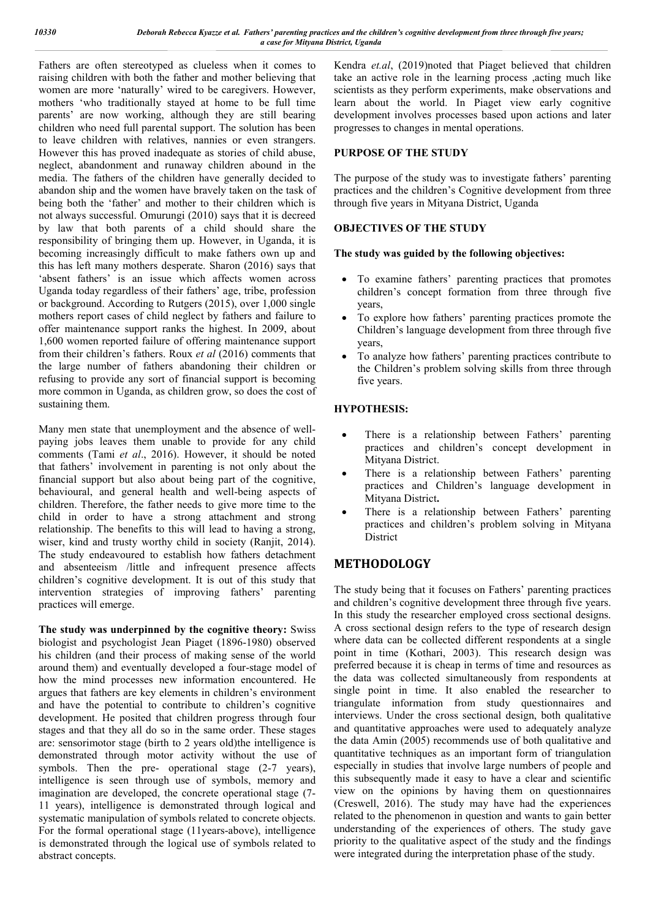Fathers are often stereotyped as clueless when it comes to raising children with both the father and mother believing that women are more 'naturally' wired to be caregivers. However, mothers 'who traditionally stayed at home to be full time parents' are now working, although they are still bearing children who need full parental support. The solution has been to leave children with relatives, nannies or even strangers. However this has proved inadequate as stories of child abuse, neglect, abandonment and runaway children abound in the media. The fathers of the children have generally decided to abandon ship and the women have bravely taken on the task of being both the 'father' and mother to their children which is not always successful. Omurungi (2010) says that it is decreed by law that both parents of a child should share the responsibility of bringing them up. However, in Uganda, it is becoming increasingly difficult to make fathers own up and this has left many mothers desperate. Sharon (2016) says that 'absent fathers' is an issue which affects women across Uganda today regardless of their fathers' age, tribe, profession or background. According to Rutgers (2015), over 1,000 single mothers report cases of child neglect by fathers and failure to offer maintenance support ranks the highest. In 2009, about 1,600 women reported failure of offering maintenance support from their children's fathers. Roux *et al* (2016) comments that the large number of fathers abandoning their children or refusing to provide any sort of financial support is becoming more common in Uganda, as children grow, so does the cost of sustaining them.

Many men state that unemployment and the absence of well-paying jobs leaves them unable to provide for any child comments (Tami *et al*., 2016). However, it should be noted that fathers' involvement in parenting is not only about the financial support but also about being part of the cognitive, behavioural, and general health and well-being aspects of children. Therefore, the father needs to give more time to the child in order to have a strong attachment and strong relationship. The benefits to this will lead to having a strong, wiser, kind and trusty worthy child in society (Ranjit, 2014). The study endeavoured to establish how fathers detachment and absenteeism /little and infrequent presence affects children's cognitive development. It is out of this study that intervention strategies of improving fathers' parenting practices will emerge.

**The study was underpinned by the cognitive theory:** Swiss biologist and psychologist Jean Piaget (1896-1980) observed his children (and their process of making sense of the world around them) and eventually developed a four-stage model of how the mind processes new information encountered. He argues that fathers are key elements in children's environment and have the potential to contribute to children's cognitive development. He posited that children progress through four stages and that they all do so in the same order. These stages are: sensorimotor stage (birth to 2 years old)the intelligence is demonstrated through motor activity without the use of symbols. Then the pre- operational stage (2-7 years), intelligence is seen through use of symbols, memory and imagination are developed, the concrete operational stage (7-11 years), intelligence is demonstrated through logical and systematic manipulation of symbols related to concrete objects. For the formal operational stage (11years-above), intelligence is demonstrated through the logical use of symbols related to abstract concepts.

Kendra *et.al*, (2019)noted that Piaget believed that children take an active role in the learning process ,acting much like scientists as they perform experiments, make observations and learn about the world. In Piaget view early cognitive development involves processes based upon actions and later progresses to changes in mental operations.

## PURPOSE OF THE STUDY

The purpose of the study was to investigate fathers' parenting practices and the children's Cognitive development from three through five years in Mityana District, Uganda

## OBJECTIVES OF THE STUDY

**The study was guided by the following objectives:**

- To examine fathers' parenting practices that promotes children's concept formation from three through five years,
- To explore how fathers' parenting practices promote the Children's language development from three through five years,
- To analyze how fathers' parenting practices contribute to the Children's problem solving skills from three through five years.

## HYPOTHESIS:

- There is a relationship between Fathers' parenting practices and children's concept development in Mityana District.
- There is a relationship between Fathers' parenting practices and Children's language development in Mityana District**.**
- There is a relationship between Fathers' parenting practices and children's problem solving in Mityana District

# METHODOLOGY

The study being that it focuses on Fathers' parenting practices and children's cognitive development three through five years. In this study the researcher employed cross sectional designs. A cross sectional design refers to the type of research design where data can be collected different respondents at a single point in time (Kothari, 2003). This research design was preferred because it is cheap in terms of time and resources as the data was collected simultaneously from respondents at single point in time. It also enabled the researcher to triangulate information from study questionnaires and interviews. Under the cross sectional design, both qualitative and quantitative approaches were used to adequately analyze the data Amin (2005) recommends use of both qualitative and quantitative techniques as an important form of triangulation especially in studies that involve large numbers of people and this subsequently made it easy to have a clear and scientific view on the opinions by having them on questionnaires (Creswell, 2016). The study may have had the experiences related to the phenomenon in question and wants to gain better understanding of the experiences of others. The study gave priority to the qualitative aspect of the study and the findings were integrated during the interpretation phase of the study.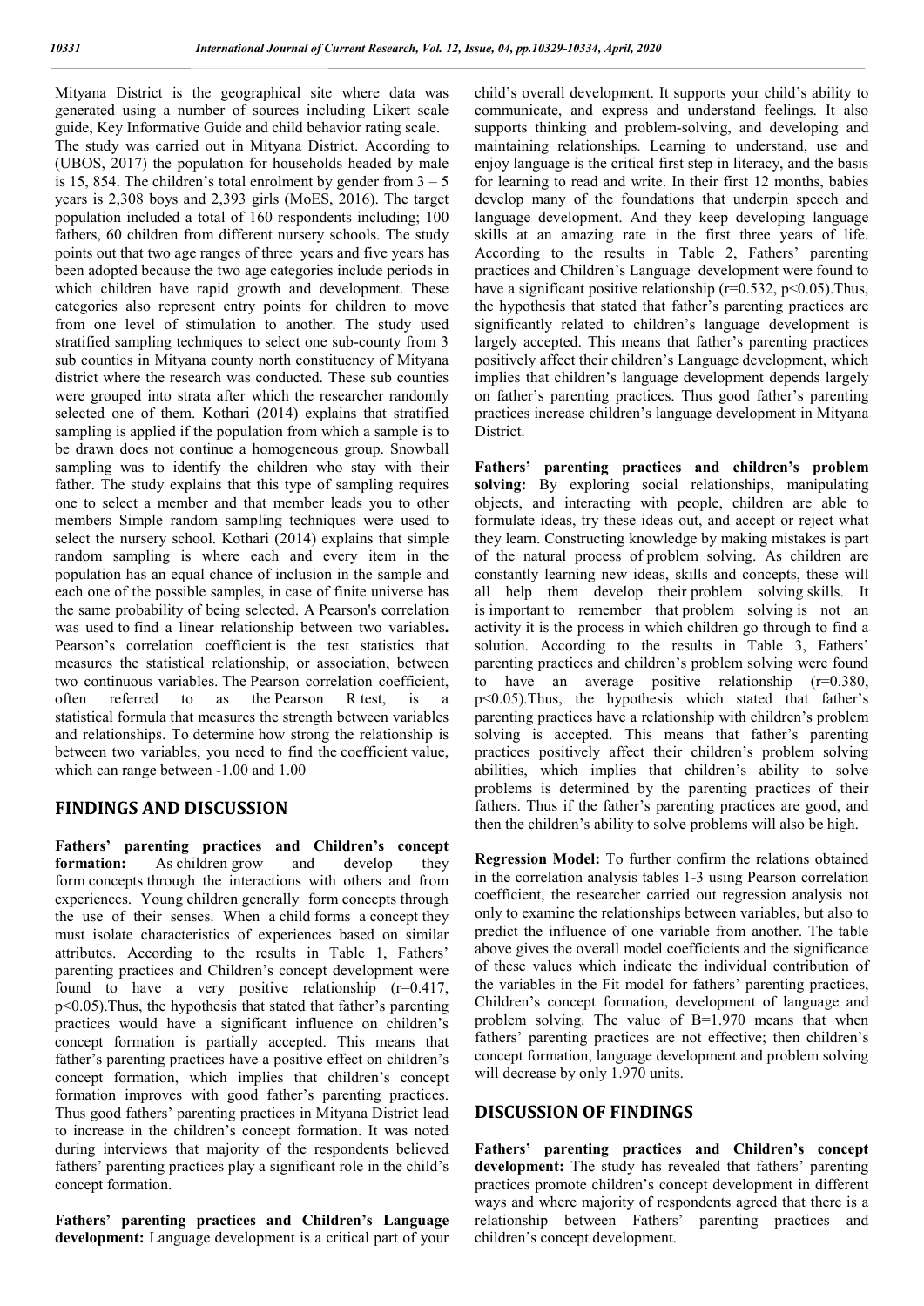Mityana District is the geographical site where data was generated using a number of sources including Likert scale guide, Key Informative Guide and child behavior rating scale. The study was carried out in Mityana District. According to (UBOS, 2017) the population for households headed by male is 15, 854. The children's total enrolment by gender from 3 – 5 years is 2,308 boys and 2,393 girls (MoES, 2016). The target population included a total of 160 respondents including; 100 fathers, 60 children from different nursery schools. The study points out that two age ranges of three years and five years has been adopted because the two age categories include periods in which children have rapid growth and development. These categories also represent entry points for children to move from one level of stimulation to another. The study used stratified sampling techniques to select one sub-county from 3 sub counties in Mityana county north constituency of Mityana district where the research was conducted. These sub counties were grouped into strata after which the researcher randomly selected one of them. Kothari (2014) explains that stratified sampling is applied if the population from which a sample is to be drawn does not continue a homogeneous group. Snowball sampling was to identify the children who stay with their father. The study explains that this type of sampling requires one to select a member and that member leads you to other members Simple random sampling techniques were used to select the nursery school. Kothari (2014) explains that simple random sampling is where each and every item in the population has an equal chance of inclusion in the sample and each one of the possible samples, in case of finite universe has the same probability of being selected. A Pearson's correlation was used to find a linear relationship between two variables**.** Pearson's correlation coefficient is the test statistics that measures the statistical relationship, or association, between two continuous variables. The Pearson correlation coefficient, often referred to as the Pearson R test, is a statistical formula that measures the strength between variables and relationships. To determine how strong the relationship is between two variables, you need to find the coefficient value, which can range between -1.00 and 1.00

## FINDINGS AND DISCUSSION

**Fathers' parenting practices and Children's concept formation:** As children grow and develop they form concepts through the interactions with others and from experiences. Young children generally form concepts through the use of their senses. When a child forms a concept they must isolate characteristics of experiences based on similar attributes. According to the results in Table 1, Fathers' parenting practices and Children's concept development were found to have a very positive relationship ($r=0.417$, $p<0.05$).Thus, the hypothesis that stated that father's parenting practices would have a significant influence on children's concept formation is partially accepted. This means that father's parenting practices have a positive effect on children's concept formation, which implies that children's concept formation improves with good father's parenting practices. Thus good fathers' parenting practices in Mityana District lead to increase in the children's concept formation. It was noted during interviews that majority of the respondents believed fathers' parenting practices play a significant role in the child's concept formation.

**Fathers' parenting practices and Children's Language development:** Language development is a critical part of your child's overall development. It supports your child's ability to communicate, and express and understand feelings. It also supports thinking and problem-solving, and developing and maintaining relationships. Learning to understand, use and enjoy language is the critical first step in literacy, and the basis for learning to read and write. In their first 12 months, babies develop many of the foundations that underpin speech and language development. And they keep developing language skills at an amazing rate in the first three years of life. According to the results in Table 2, Fathers' parenting practices and Children's Language development were found to have a significant positive relationship ($r=0.532$, $p<0.05$).Thus, the hypothesis that stated that father's parenting practices are significantly related to children's language development is largely accepted. This means that father's parenting practices positively affect their children's Language development, which implies that children's language development depends largely on father's parenting practices. Thus good father's parenting practices increase children's language development in Mityana District.

**Fathers' parenting practices and children's problem solving:** By exploring social relationships, manipulating objects, and interacting with people, children are able to formulate ideas, try these ideas out, and accept or reject what they learn. Constructing knowledge by making mistakes is part of the natural process of problem solving. As children are constantly learning new ideas, skills and concepts, these will all help them develop their problem solving skills. It is important to remember that problem solving is not an activity it is the process in which children go through to find a solution. According to the results in Table 3, Fathers' parenting practices and children's problem solving were found to have an average positive relationship ($r=0.380$, $p<0.05$).Thus, the hypothesis which stated that father's parenting practices have a relationship with children's problem solving is accepted. This means that father's parenting practices positively affect their children's problem solving abilities, which implies that children's ability to solve problems is determined by the parenting practices of their fathers. Thus if the father's parenting practices are good, and then the children's ability to solve problems will also be high.

**Regression Model:** To further confirm the relations obtained in the correlation analysis tables 1-3 using Pearson correlation coefficient, the researcher carried out regression analysis not only to examine the relationships between variables, but also to predict the influence of one variable from another. The table above gives the overall model coefficients and the significance of these values which indicate the individual contribution of the variables in the Fit model for fathers' parenting practices, Children's concept formation, development of language and problem solving. The value of $B=1.970$ means that when fathers' parenting practices are not effective; then children's concept formation, language development and problem solving will decrease by only 1.970 units.

## DISCUSSION OF FINDINGS

**Fathers' parenting practices and Children's concept development:** The study has revealed that fathers' parenting practices promote children's concept development in different ways and where majority of respondents agreed that there is a relationship between Fathers' parenting practices and children's concept development.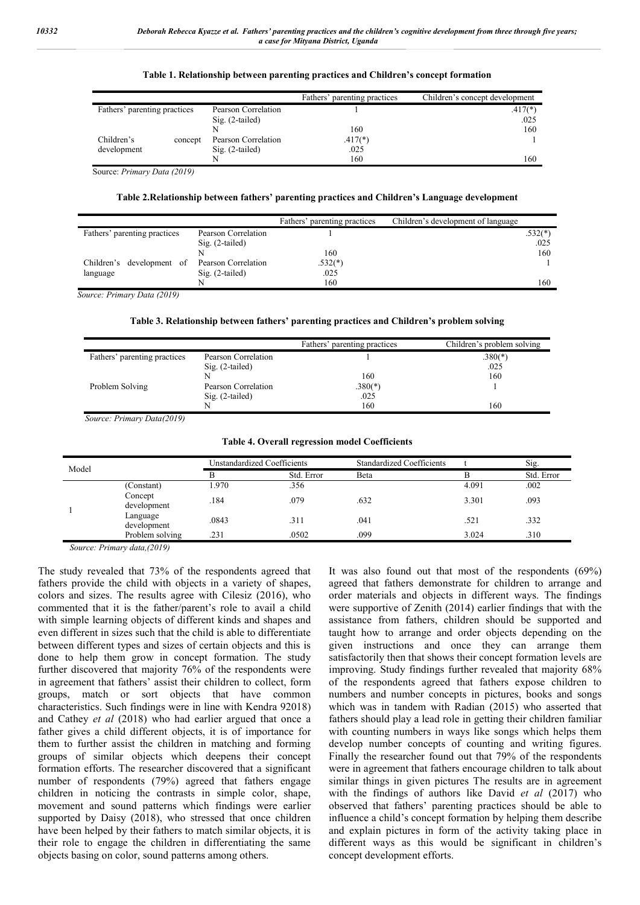**Table 1. Relationship between parenting practices and Children's concept formation**

| | | Fathers' parenting practices | Children's concept development |
|---|---|---|---|
| Fathers' parenting practices | Pearson Correlation | 1 | .417(*) |
| | Sig. (2-tailed) | | .025 |
| | N | 160 | 160 |
| Children's concept development | Pearson Correlation | .417(*) | 1 |
| | Sig. (2-tailed) | .025 | |
| | N | 160 | 160 |

Source: *Primary Data (2019)*

**Table 2.Relationship between fathers' parenting practices and Children's Language development**

| | | Fathers' parenting practices | Children's development of language |
|---|---|---|---|
| Fathers' parenting practices | Pearson Correlation | 1 | .532(*) |
| | Sig. (2-tailed) | | .025 |
| | N | 160 | 160 |
| Children's development of language | Pearson Correlation | .532(*) | 1 |
| | Sig. (2-tailed) | .025 | |
| | N | 160 | 160 |

*Source: Primary Data (2019)*

**Table 3. Relationship between fathers' parenting practices and Children's problem solving**

| | | Fathers' parenting practices | Children's problem solving |
|---|---|---|---|
| Fathers' parenting practices | Pearson Correlation | 1 | .380(*) |
| | Sig. (2-tailed) | | .025 |
| | N | 160 | 160 |
| Problem Solving | Pearson Correlation | .380(*) | 1 |
| | Sig. (2-tailed) | .025 | |
| | N | 160 | 160 |

*Source: Primary Data(2019)*

**Table 4. Overall regression model Coefficients**

| Model | | Unstandardized Coefficients | | Standardized Coefficients | t | Sig. |
|---|---|---|---|---|---|---|
| | | B | Std. Error | Beta | B | Std. Error |
| 1 | (Constant) | 1.970 | .356 | | 4.091 | .002 |
| | Concept development | .184 | .079 | .632 | 3.301 | .093 |
| | Language development | .0843 | .311 | .041 | .521 | .332 |
| | Problem solving | .231 | .0502 | .099 | 3.024 | .310 |

*Source: Primary data,(2019)*

The study revealed that 73% of the respondents agreed that fathers provide the child with objects in a variety of shapes, colors and sizes. The results agree with Cilesiz (2016), who commented that it is the father/parent's role to avail a child with simple learning objects of different kinds and shapes and even different in sizes such that the child is able to differentiate between different types and sizes of certain objects and this is done to help them grow in concept formation. The study further discovered that majority 76% of the respondents were in agreement that fathers' assist their children to collect, form groups, match or sort objects that have common characteristics. Such findings were in line with Kendra 92018) and Cathey *et al* (2018) who had earlier argued that once a father gives a child different objects, it is of importance for them to further assist the children in matching and forming groups of similar objects which deepens their concept formation efforts. The researcher discovered that a significant number of respondents (79%) agreed that fathers engage children in noticing the contrasts in simple color, shape, movement and sound patterns which findings were earlier supported by Daisy (2018), who stressed that once children have been helped by their fathers to match similar objects, it is their role to engage the children in differentiating the same objects basing on color, sound patterns among others.

It was also found out that most of the respondents (69%) agreed that fathers demonstrate for children to arrange and order materials and objects in different ways. The findings were supportive of Zenith (2014) earlier findings that with the assistance from fathers, children should be supported and taught how to arrange and order objects depending on the given instructions and once they can arrange them satisfactorily then that shows their concept formation levels are improving. Study findings further revealed that majority 68% of the respondents agreed that fathers expose children to numbers and number concepts in pictures, books and songs which was in tandem with Radian (2015) who asserted that fathers should play a lead role in getting their children familiar with counting numbers in ways like songs which helps them develop number concepts of counting and writing figures. Finally the researcher found out that 79% of the respondents were in agreement that fathers encourage children to talk about similar things in given pictures The results are in agreement with the findings of authors like David *et al* (2017) who observed that fathers' parenting practices should be able to influence a child's concept formation by helping them describe and explain pictures in form of the activity taking place in different ways as this would be significant in children's concept development efforts.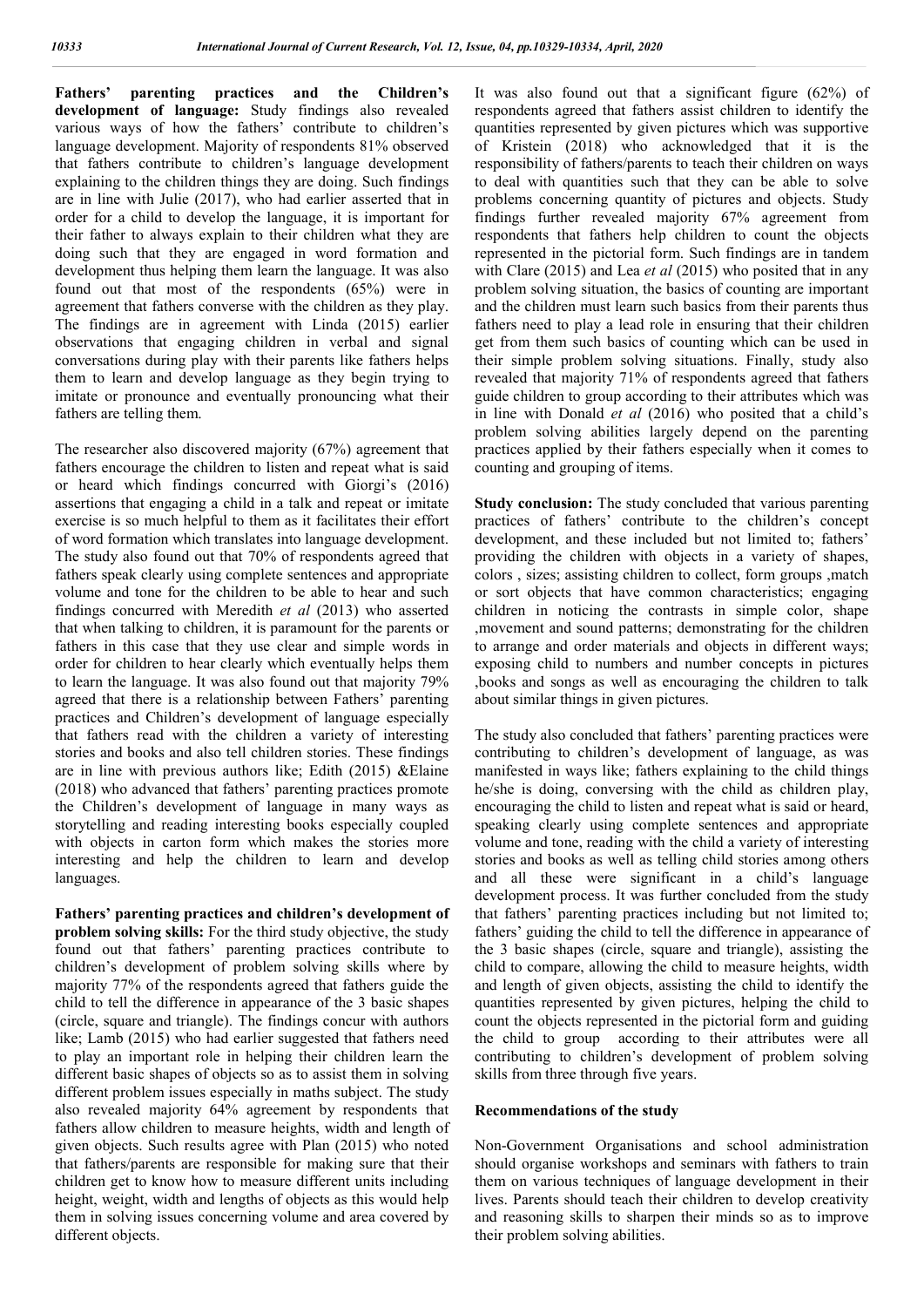**Fathers' parenting practices and the Children's development of language:** Study findings also revealed various ways of how the fathers' contribute to children's language development. Majority of respondents 81% observed that fathers contribute to children's language development explaining to the children things they are doing. Such findings are in line with Julie (2017), who had earlier asserted that in order for a child to develop the language, it is important for their father to always explain to their children what they are doing such that they are engaged in word formation and development thus helping them learn the language. It was also found out that most of the respondents (65%) were in agreement that fathers converse with the children as they play. The findings are in agreement with Linda (2015) earlier observations that engaging children in verbal and signal conversations during play with their parents like fathers helps them to learn and develop language as they begin trying to imitate or pronounce and eventually pronouncing what their fathers are telling them.

The researcher also discovered majority (67%) agreement that fathers encourage the children to listen and repeat what is said or heard which findings concurred with Giorgi's (2016) assertions that engaging a child in a talk and repeat or imitate exercise is so much helpful to them as it facilitates their effort of word formation which translates into language development. The study also found out that 70% of respondents agreed that fathers speak clearly using complete sentences and appropriate volume and tone for the children to be able to hear and such findings concurred with Meredith *et al* (2013) who asserted that when talking to children, it is paramount for the parents or fathers in this case that they use clear and simple words in order for children to hear clearly which eventually helps them to learn the language. It was also found out that majority 79% agreed that there is a relationship between Fathers' parenting practices and Children's development of language especially that fathers read with the children a variety of interesting stories and books and also tell children stories. These findings are in line with previous authors like; Edith (2015) &Elaine (2018) who advanced that fathers' parenting practices promote the Children's development of language in many ways as storytelling and reading interesting books especially coupled with objects in carton form which makes the stories more interesting and help the children to learn and develop languages.

**Fathers' parenting practices and children's development of problem solving skills:** For the third study objective, the study found out that fathers' parenting practices contribute to children's development of problem solving skills where by majority 77% of the respondents agreed that fathers guide the child to tell the difference in appearance of the 3 basic shapes (circle, square and triangle). The findings concur with authors like; Lamb (2015) who had earlier suggested that fathers need to play an important role in helping their children learn the different basic shapes of objects so as to assist them in solving different problem issues especially in maths subject. The study also revealed majority 64% agreement by respondents that fathers allow children to measure heights, width and length of given objects. Such results agree with Plan (2015) who noted that fathers/parents are responsible for making sure that their children get to know how to measure different units including height, weight, width and lengths of objects as this would help them in solving issues concerning volume and area covered by different objects.

It was also found out that a significant figure (62%) of respondents agreed that fathers assist children to identify the quantities represented by given pictures which was supportive of Kristein (2018) who acknowledged that it is the responsibility of fathers/parents to teach their children on ways to deal with quantities such that they can be able to solve problems concerning quantity of pictures and objects. Study findings further revealed majority 67% agreement from respondents that fathers help children to count the objects represented in the pictorial form. Such findings are in tandem with Clare (2015) and Lea *et al* (2015) who posited that in any problem solving situation, the basics of counting are important and the children must learn such basics from their parents thus fathers need to play a lead role in ensuring that their children get from them such basics of counting which can be used in their simple problem solving situations. Finally, study also revealed that majority 71% of respondents agreed that fathers guide children to group according to their attributes which was in line with Donald *et al* (2016) who posited that a child's problem solving abilities largely depend on the parenting practices applied by their fathers especially when it comes to counting and grouping of items.

**Study conclusion:** The study concluded that various parenting practices of fathers' contribute to the children's concept development, and these included but not limited to; fathers' providing the children with objects in a variety of shapes, colors , sizes; assisting children to collect, form groups ,match or sort objects that have common characteristics; engaging children in noticing the contrasts in simple color, shape ,movement and sound patterns; demonstrating for the children to arrange and order materials and objects in different ways; exposing child to numbers and number concepts in pictures ,books and songs as well as encouraging the children to talk about similar things in given pictures.

The study also concluded that fathers' parenting practices were contributing to children's development of language, as was manifested in ways like; fathers explaining to the child things he/she is doing, conversing with the child as children play, encouraging the child to listen and repeat what is said or heard, speaking clearly using complete sentences and appropriate volume and tone, reading with the child a variety of interesting stories and books as well as telling child stories among others and all these were significant in a child's language development process. It was further concluded from the study that fathers' parenting practices including but not limited to; fathers' guiding the child to tell the difference in appearance of the 3 basic shapes (circle, square and triangle), assisting the child to compare, allowing the child to measure heights, width and length of given objects, assisting the child to identify the quantities represented by given pictures, helping the child to count the objects represented in the pictorial form and guiding the child to group according to their attributes were all contributing to children's development of problem solving skills from three through five years.

### Recommendations of the study

Non-Government Organisations and school administration should organise workshops and seminars with fathers to train them on various techniques of language development in their lives. Parents should teach their children to develop creativity and reasoning skills to sharpen their minds so as to improve their problem solving abilities.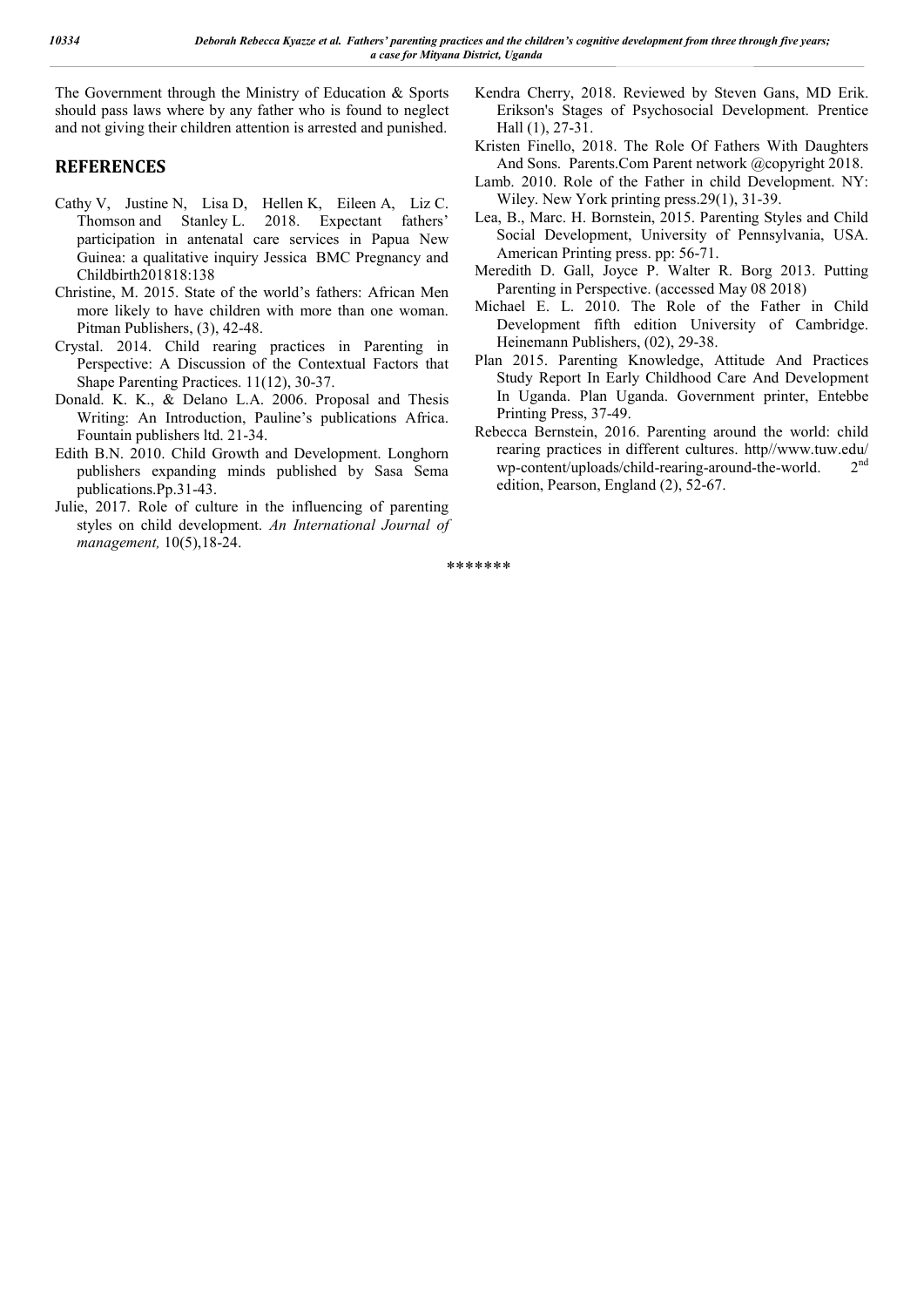The Government through the Ministry of Education & Sports should pass laws where by any father who is found to neglect and not giving their children attention is arrested and punished.

## REFERENCES

Cathy V, Justine N, Lisa D, Hellen K, Eileen A, Liz C. Thomson and Stanley L. 2018. Expectant fathers' participation in antenatal care services in Papua New Guinea: a qualitative inquiry Jessica BMC Pregnancy and Childbirth201818:138

Christine, M. 2015. State of the world's fathers: African Men more likely to have children with more than one woman. Pitman Publishers, (3), 42-48.

Crystal. 2014. Child rearing practices in Parenting in Perspective: A Discussion of the Contextual Factors that Shape Parenting Practices. 11(12), 30-37.

Donald. K. K., & Delano L.A. 2006. Proposal and Thesis Writing: An Introduction, Pauline's publications Africa. Fountain publishers ltd. 21-34.

Edith B.N. 2010. Child Growth and Development. Longhorn publishers expanding minds published by Sasa Sema publications.Pp.31-43.

Julie, 2017. Role of culture in the influencing of parenting styles on child development. *An International Journal of management,* 10(5),18-24.

Kendra Cherry, 2018. Reviewed by Steven Gans, MD Erik. Erikson's Stages of Psychosocial Development. Prentice Hall (1), 27-31.

Kristen Finello, 2018. The Role Of Fathers With Daughters And Sons. Parents.Com Parent network @copyright 2018.

Lamb. 2010. Role of the Father in child Development. NY: Wiley. New York printing press.29(1), 31-39.

Lea, B., Marc. H. Bornstein, 2015. Parenting Styles and Child Social Development, University of Pennsylvania, USA. American Printing press. pp: 56-71.

Meredith D. Gall, Joyce P. Walter R. Borg 2013. Putting Parenting in Perspective. (accessed May 08 2018)

Michael E. L. 2010. The Role of the Father in Child Development fifth edition University of Cambridge. Heinemann Publishers, (02), 29-38.

Plan 2015. Parenting Knowledge, Attitude And Practices Study Report In Early Childhood Care And Development In Uganda. Plan Uganda. Government printer, Entebbe Printing Press, 37-49.

Rebecca Bernstein, 2016. Parenting around the world: child rearing practices in different cultures. http//www.tuw.edu/wp-content/uploads/child-rearing-around-the-world. 2nd edition, Pearson, England (2), 52-67.

*******